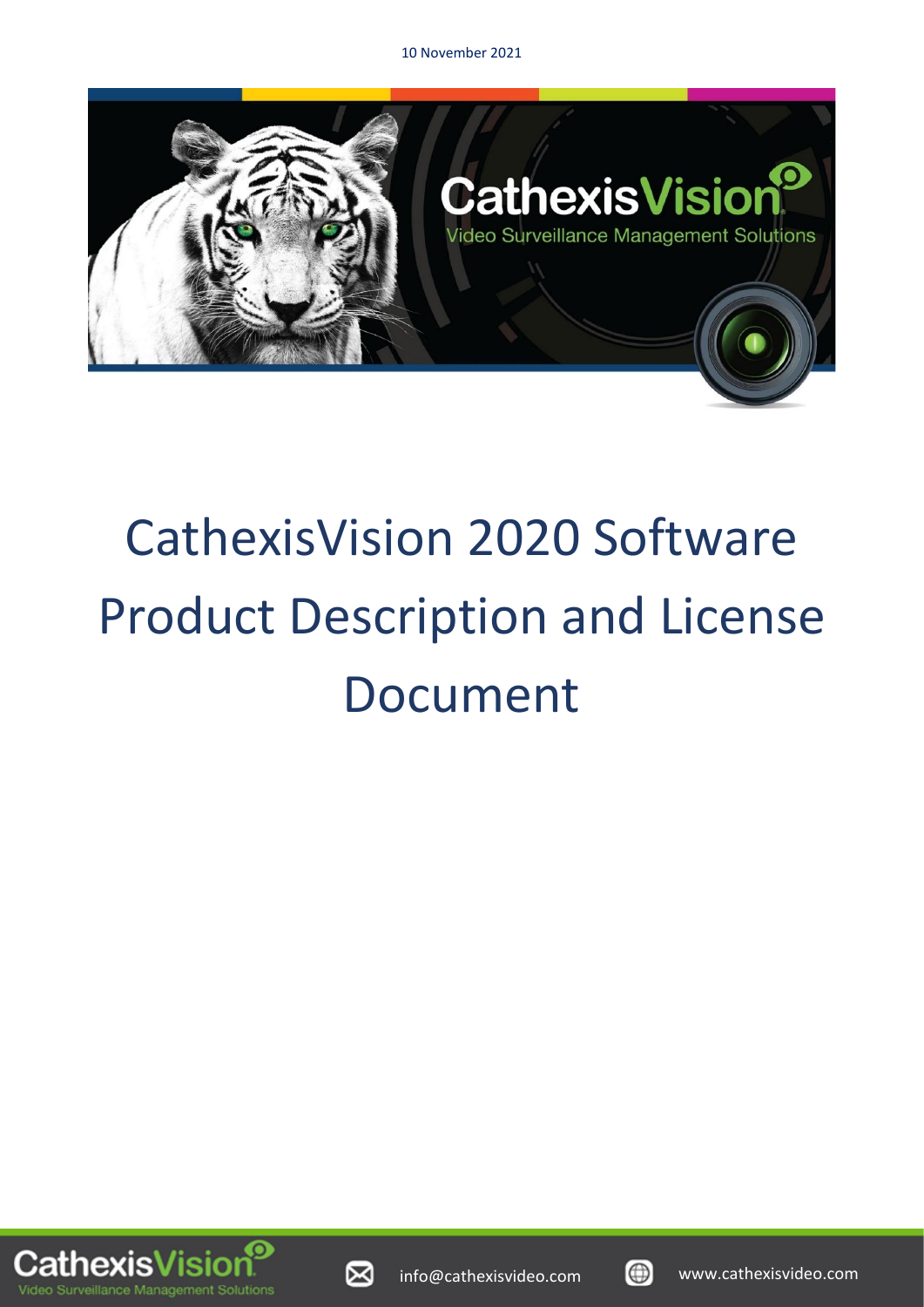10 November 2021

# CathexisVision 2020 Software Product Description and License Document

info@cathexisvideo.com

www.cathexisvideo.com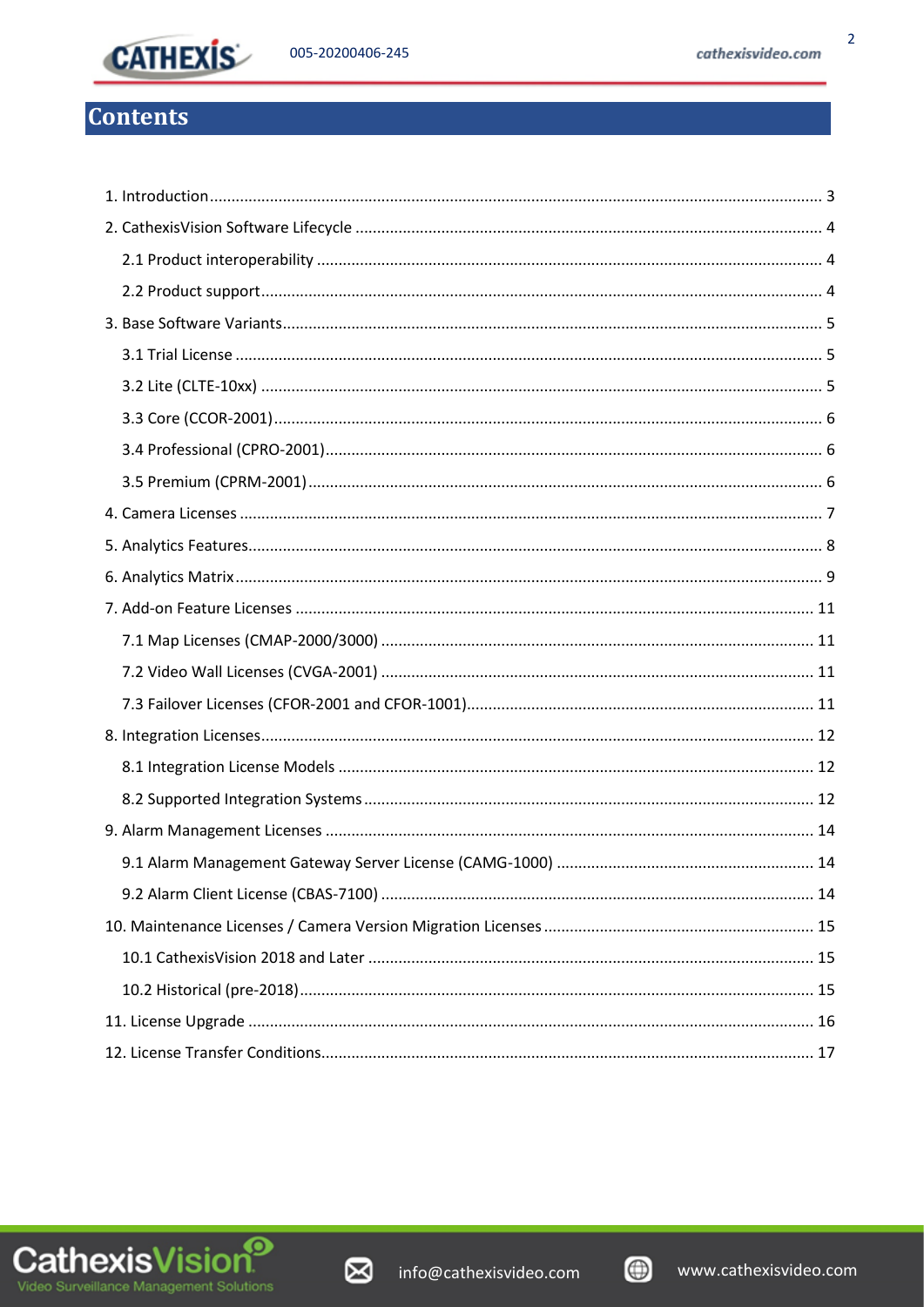# Contents

1. Introduction ........................................................................................................................................ 3
2. CathexisVision Software Lifecycle .......................................................................................................... 4
   - 2.1 Product interoperability .................................................................................................................. 4
   - 2.2 Product support .............................................................................................................................. 4
3. Base Software Variants .......................................................................................................................... 5
   - 3.1 Trial License .................................................................................................................................... 5
   - 3.2 Lite (CLTE-10xx) ............................................................................................................................... 5
   - 3.3 Core (CCOR-2001) ............................................................................................................................ 6
   - 3.4 Professional (CPRO-2001) ................................................................................................................ 6
   - 3.5 Premium (CPRM-2001) ..................................................................................................................... 6
4. Camera Licenses .................................................................................................................................... 7
5. Analytics Features .................................................................................................................................. 8
6. Analytics Matrix ..................................................................................................................................... 9
7. Add-on Feature Licenses ...................................................................................................................... 11
   - 7.1 Map Licenses (CMAP-2000/3000) .................................................................................................. 11
   - 7.2 Video Wall Licenses (CVGA-2001) .................................................................................................. 11
   - 7.3 Failover Licenses (CFOR-2001 and CFOR-1001) .............................................................................. 11
8. Integration Licenses ............................................................................................................................. 12
   - 8.1 Integration License Models ............................................................................................................ 12
   - 8.2 Supported Integration Systems ...................................................................................................... 12
9. Alarm Management Licenses ............................................................................................................... 14
   - 9.1 Alarm Management Gateway Server License (CAMG-1000) .......................................................... 14
   - 9.2 Alarm Client License (CBAS-7100) .................................................................................................. 14
10. Maintenance Licenses / Camera Version Migration Licenses ............................................................. 15
    - 10.1 CathexisVision 2018 and Later ..................................................................................................... 15
    - 10.2 Historical (pre-2018) .................................................................................................................... 15
11. License Upgrade ................................................................................................................................. 16
12. License Transfer Conditions ............................................................................................................... 17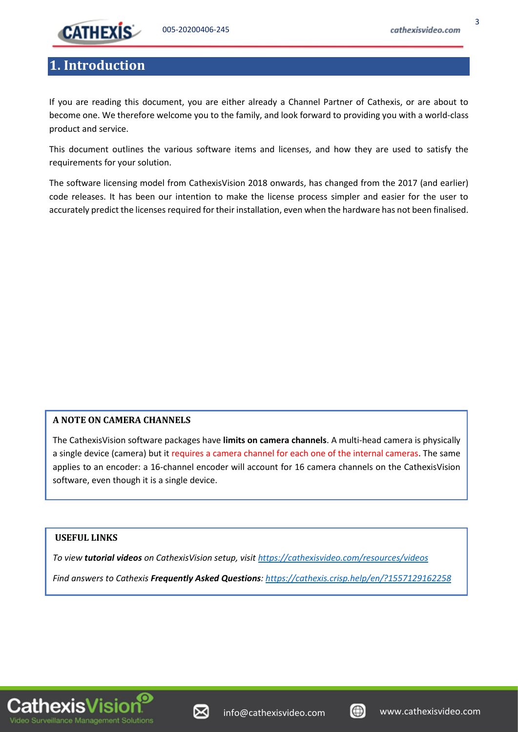# 1. Introduction

If you are reading this document, you are either already a Channel Partner of Cathexis, or are about to become one. We therefore welcome you to the family, and look forward to providing you with a world-class product and service.

This document outlines the various software items and licenses, and how they are used to satisfy the requirements for your solution.

The software licensing model from CathexisVision 2018 onwards, has changed from the 2017 (and earlier) code releases. It has been our intention to make the license process simpler and easier for the user to accurately predict the licenses required for their installation, even when the hardware has not been finalised.

**A NOTE ON CAMERA CHANNELS**

The CathexisVision software packages have **limits on camera channels**. A multi-head camera is physically a single device (camera) but it requires a camera channel for each one of the internal cameras. The same applies to an encoder: a 16-channel encoder will account for 16 camera channels on the CathexisVision software, even though it is a single device.

**USEFUL LINKS**

*To view **tutorial videos** on CathexisVision setup, visit [https://cathexisvideo.com/resources/videos](https://cathexisvideo.com/resources/videos)*

*Find answers to Cathexis **Frequently Asked Questions**: [https://cathexis.crisp.help/en/?1557129162258](https://cathexis.crisp.help/en/?1557129162258)*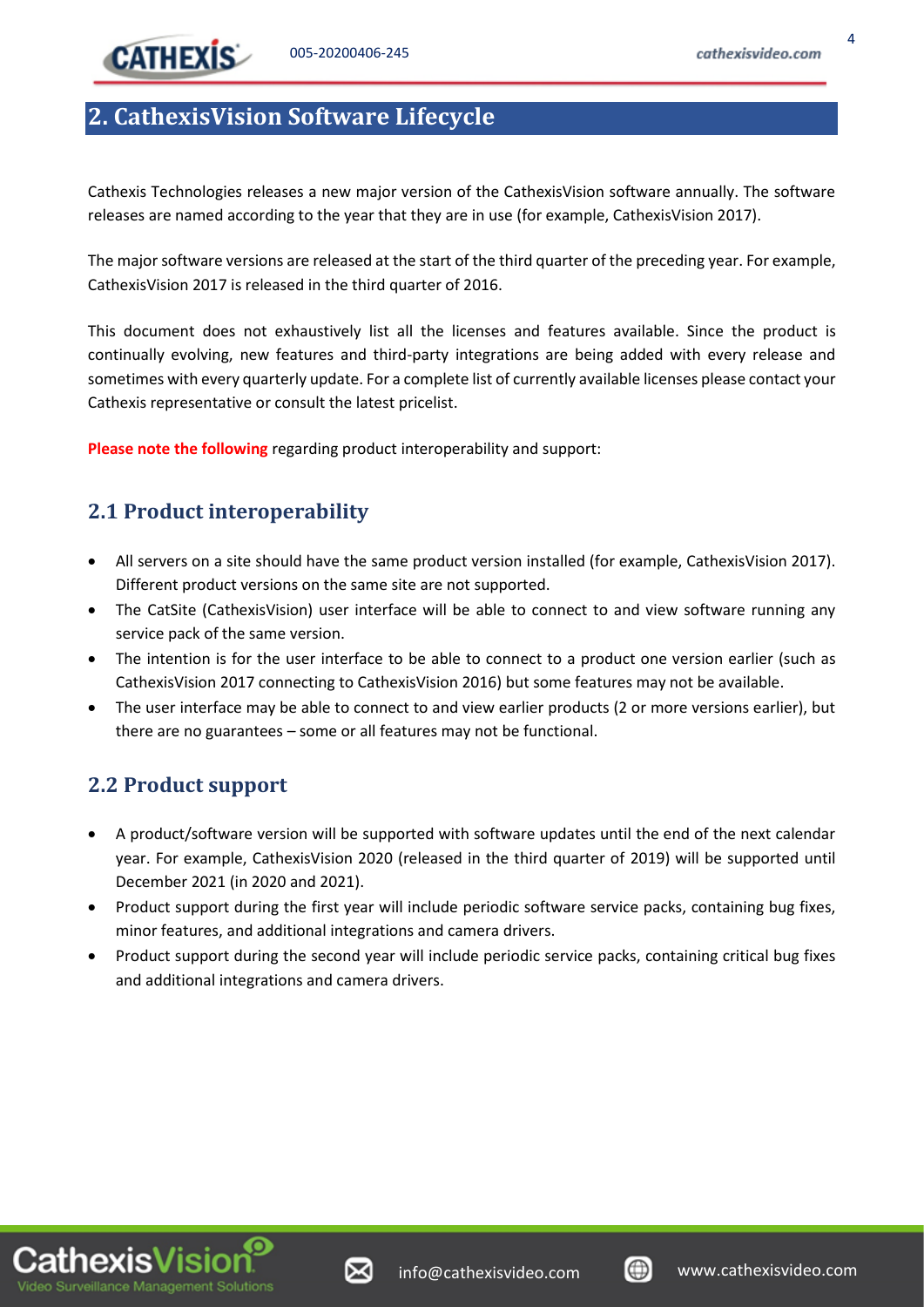# 2. CathexisVision Software Lifecycle

Cathexis Technologies releases a new major version of the CathexisVision software annually. The software releases are named according to the year that they are in use (for example, CathexisVision 2017).

The major software versions are released at the start of the third quarter of the preceding year. For example, CathexisVision 2017 is released in the third quarter of 2016.

This document does not exhaustively list all the licenses and features available. Since the product is continually evolving, new features and third-party integrations are being added with every release and sometimes with every quarterly update. For a complete list of currently available licenses please contact your Cathexis representative or consult the latest pricelist.

**Please note the following** regarding product interoperability and support:

## 2.1 Product interoperability

- All servers on a site should have the same product version installed (for example, CathexisVision 2017). Different product versions on the same site are not supported.
- The CatSite (CathexisVision) user interface will be able to connect to and view software running any service pack of the same version.
- The intention is for the user interface to be able to connect to a product one version earlier (such as CathexisVision 2017 connecting to CathexisVision 2016) but some features may not be available.
- The user interface may be able to connect to and view earlier products (2 or more versions earlier), but there are no guarantees – some or all features may not be functional.

## 2.2 Product support

- A product/software version will be supported with software updates until the end of the next calendar year. For example, CathexisVision 2020 (released in the third quarter of 2019) will be supported until December 2021 (in 2020 and 2021).
- Product support during the first year will include periodic software service packs, containing bug fixes, minor features, and additional integrations and camera drivers.
- Product support during the second year will include periodic service packs, containing critical bug fixes and additional integrations and camera drivers.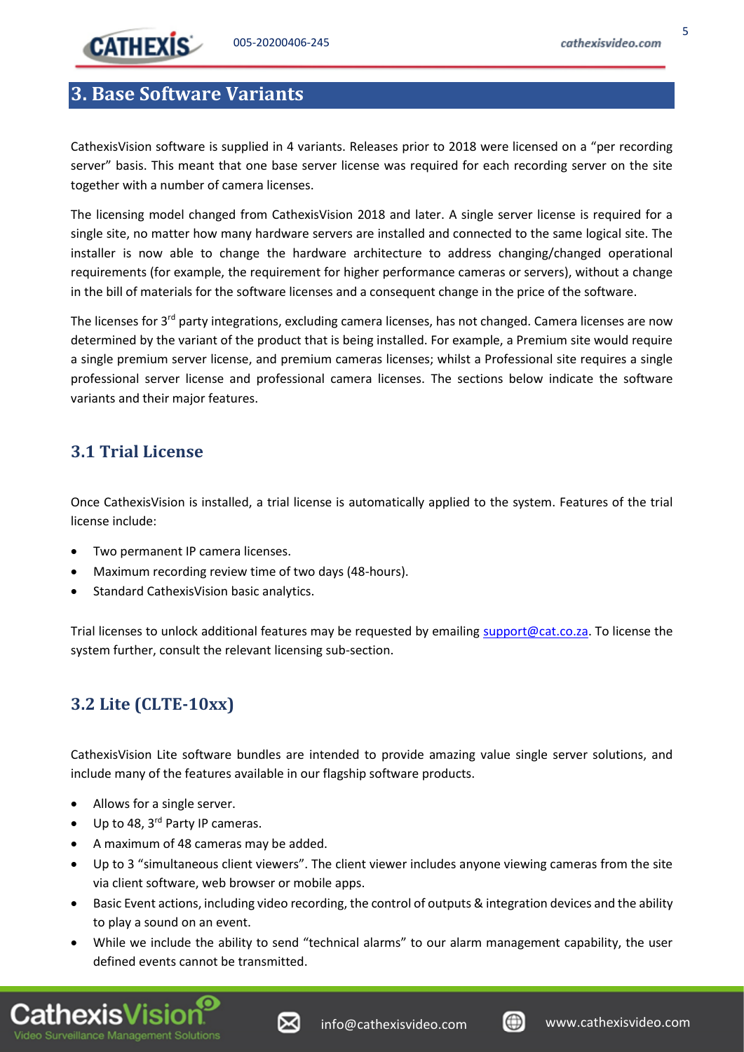# 3. Base Software Variants

CathexisVision software is supplied in 4 variants. Releases prior to 2018 were licensed on a "per recording server" basis. This meant that one base server license was required for each recording server on the site together with a number of camera licenses.

The licensing model changed from CathexisVision 2018 and later. A single server license is required for a single site, no matter how many hardware servers are installed and connected to the same logical site. The installer is now able to change the hardware architecture to address changing/changed operational requirements (for example, the requirement for higher performance cameras or servers), without a change in the bill of materials for the software licenses and a consequent change in the price of the software.

The licenses for 3rd party integrations, excluding camera licenses, has not changed. Camera licenses are now determined by the variant of the product that is being installed. For example, a Premium site would require a single premium server license, and premium cameras licenses; whilst a Professional site requires a single professional server license and professional camera licenses. The sections below indicate the software variants and their major features.

## 3.1 Trial License

Once CathexisVision is installed, a trial license is automatically applied to the system. Features of the trial license include:

- Two permanent IP camera licenses.
- Maximum recording review time of two days (48-hours).
- Standard CathexisVision basic analytics.

Trial licenses to unlock additional features may be requested by emailing support@cat.co.za. To license the system further, consult the relevant licensing sub-section.

## 3.2 Lite (CLTE-10xx)

CathexisVision Lite software bundles are intended to provide amazing value single server solutions, and include many of the features available in our flagship software products.

- Allows for a single server.
- Up to 48, 3rd Party IP cameras.
- A maximum of 48 cameras may be added.
- Up to 3 "simultaneous client viewers". The client viewer includes anyone viewing cameras from the site via client software, web browser or mobile apps.
- Basic Event actions, including video recording, the control of outputs & integration devices and the ability to play a sound on an event.
- While we include the ability to send "technical alarms" to our alarm management capability, the user defined events cannot be transmitted.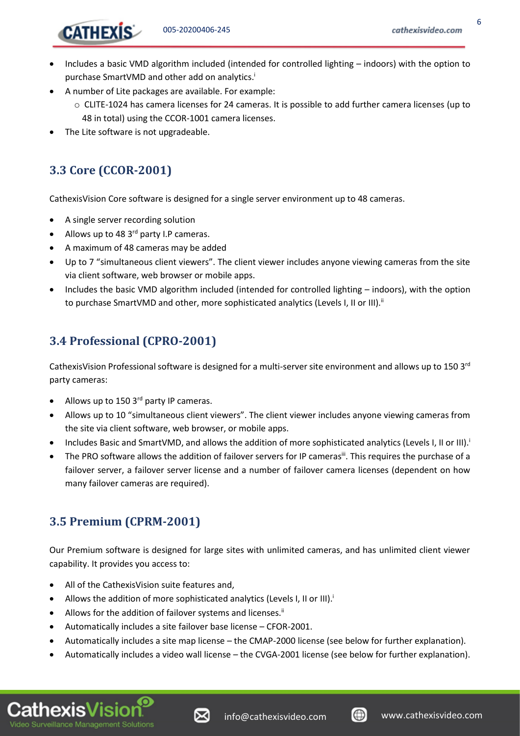- Includes a basic VMD algorithm included (intended for controlled lighting – indoors) with the option to purchase SmartVMD and other add on analytics.[i]
- A number of Lite packages are available. For example:
  - CLITE-1024 has camera licenses for 24 cameras. It is possible to add further camera licenses (up to 48 in total) using the CCOR-1001 camera licenses.
- The Lite software is not upgradeable.

## 3.3 Core (CCOR-2001)

CathexisVision Core software is designed for a single server environment up to 48 cameras.

- A single server recording solution
- Allows up to 48 3rd party I.P cameras.
- A maximum of 48 cameras may be added
- Up to 7 "simultaneous client viewers". The client viewer includes anyone viewing cameras from the site via client software, web browser or mobile apps.
- Includes the basic VMD algorithm included (intended for controlled lighting – indoors), with the option to purchase SmartVMD and other, more sophisticated analytics (Levels I, II or III).[ii]

## 3.4 Professional (CPRO-2001)

CathexisVision Professional software is designed for a multi-server site environment and allows up to 150 3rd party cameras:

- Allows up to 150 3rd party IP cameras.
- Allows up to 10 "simultaneous client viewers". The client viewer includes anyone viewing cameras from the site via client software, web browser, or mobile apps.
- Includes Basic and SmartVMD, and allows the addition of more sophisticated analytics (Levels I, II or III).[i]
- The PRO software allows the addition of failover servers for IP cameras[iii]. This requires the purchase of a failover server, a failover server license and a number of failover camera licenses (dependent on how many failover cameras are required).

## 3.5 Premium (CPRM-2001)

Our Premium software is designed for large sites with unlimited cameras, and has unlimited client viewer capability. It provides you access to:

- All of the CathexisVision suite features and,
- Allows the addition of more sophisticated analytics (Levels I, II or III).[i]
- Allows for the addition of failover systems and licenses.[ii]
- Automatically includes a site failover base license – CFOR-2001.
- Automatically includes a site map license – the CMAP-2000 license (see below for further explanation).
- Automatically includes a video wall license – the CVGA-2001 license (see below for further explanation).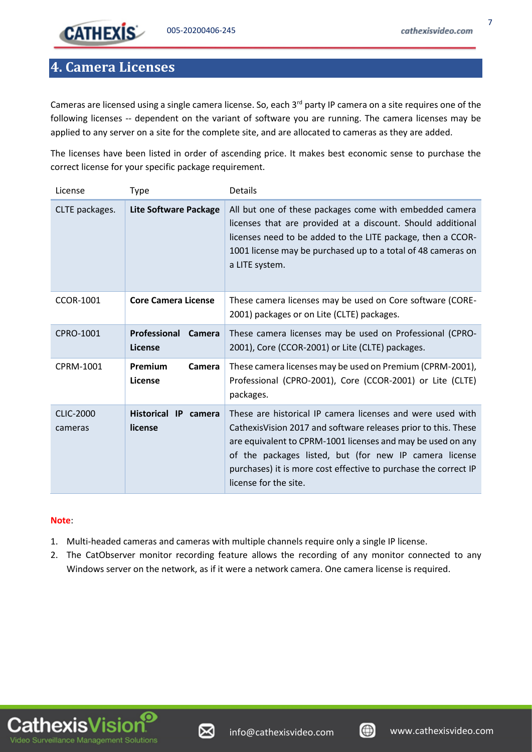# 4. Camera Licenses

Cameras are licensed using a single camera license. So, each 3rd party IP camera on a site requires one of the following licenses -- dependent on the variant of software you are running. The camera licenses may be applied to any server on a site for the complete site, and are allocated to cameras as they are added.

The licenses have been listed in order of ascending price. It makes best economic sense to purchase the correct license for your specific package requirement.

| License | Type | Details |
|---|---|---|
| CLTE packages. | **Lite Software Package** | All but one of these packages come with embedded camera licenses that are provided at a discount. Should additional licenses need to be added to the LITE package, then a CCOR-1001 license may be purchased up to a total of 48 cameras on a LITE system. |
| CCOR-1001 | **Core Camera License** | These camera licenses may be used on Core software (CORE-2001) packages or on Lite (CLTE) packages. |
| CPRO-1001 | **Professional Camera License** | These camera licenses may be used on Professional (CPRO-2001), Core (CCOR-2001) or Lite (CLTE) packages. |
| CPRM-1001 | **Premium Camera License** | These camera licenses may be used on Premium (CPRM-2001), Professional (CPRO-2001), Core (CCOR-2001) or Lite (CLTE) packages. |
| CLIC-2000 cameras | **Historical IP camera license** | These are historical IP camera licenses and were used with CathexisVision 2017 and software releases prior to this. These are equivalent to CPRM-1001 licenses and may be used on any of the packages listed, but (for new IP camera license purchases) it is more cost effective to purchase the correct IP license for the site. |

**Note**:

1. Multi-headed cameras and cameras with multiple channels require only a single IP license.
2. The CatObserver monitor recording feature allows the recording of any monitor connected to any Windows server on the network, as if it were a network camera. One camera license is required.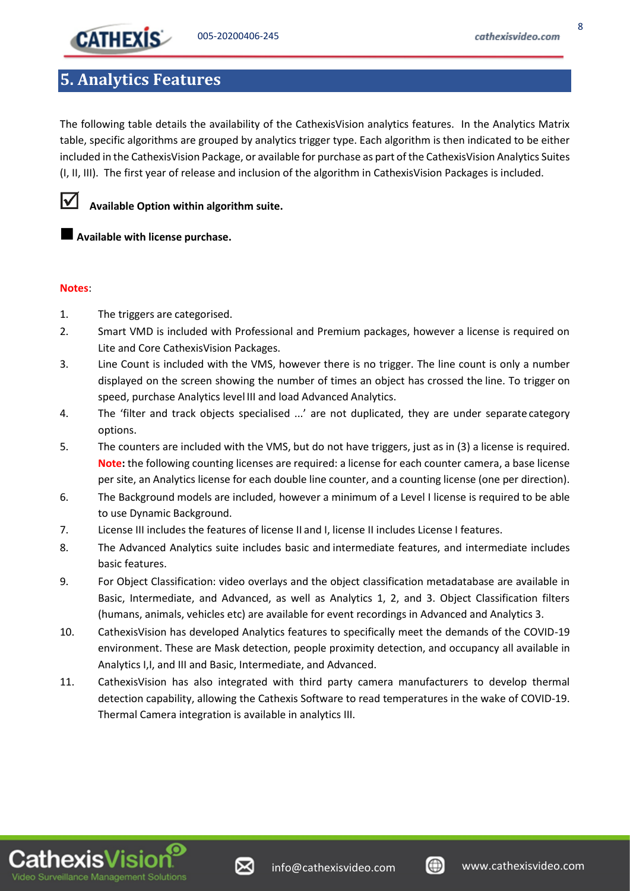# 5. Analytics Features

The following table details the availability of the CathexisVision analytics features. In the Analytics Matrix table, specific algorithms are grouped by analytics trigger type. Each algorithm is then indicated to be either included in the CathexisVision Package, or available for purchase as part of the CathexisVision Analytics Suites (I, II, III). The first year of release and inclusion of the algorithm in CathexisVision Packages is included.

☑ **Available Option within algorithm suite.**

■ **Available with license purchase.**

**Notes**:

1. The triggers are categorised.
2. Smart VMD is included with Professional and Premium packages, however a license is required on Lite and Core CathexisVision Packages.
3. Line Count is included with the VMS, however there is no trigger. The line count is only a number displayed on the screen showing the number of times an object has crossed the line. To trigger on speed, purchase Analytics level III and load Advanced Analytics.
4. The 'filter and track objects specialised ...' are not duplicated, they are under separate category options.
5. The counters are included with the VMS, but do not have triggers, just as in (3) a license is required. **Note:** the following counting licenses are required: a license for each counter camera, a base license per site, an Analytics license for each double line counter, and a counting license (one per direction).
6. The Background models are included, however a minimum of a Level I license is required to be able to use Dynamic Background.
7. License III includes the features of license II and I, license II includes License I features.
8. The Advanced Analytics suite includes basic and intermediate features, and intermediate includes basic features.
9. For Object Classification: video overlays and the object classification metadatabase are available in Basic, Intermediate, and Advanced, as well as Analytics 1, 2, and 3. Object Classification filters (humans, animals, vehicles etc) are available for event recordings in Advanced and Analytics 3.
10. CathexisVision has developed Analytics features to specifically meet the demands of the COVID-19 environment. These are Mask detection, people proximity detection, and occupancy all available in Analytics I,I, and III and Basic, Intermediate, and Advanced.
11. CathexisVision has also integrated with third party camera manufacturers to develop thermal detection capability, allowing the Cathexis Software to read temperatures in the wake of COVID-19. Thermal Camera integration is available in analytics III.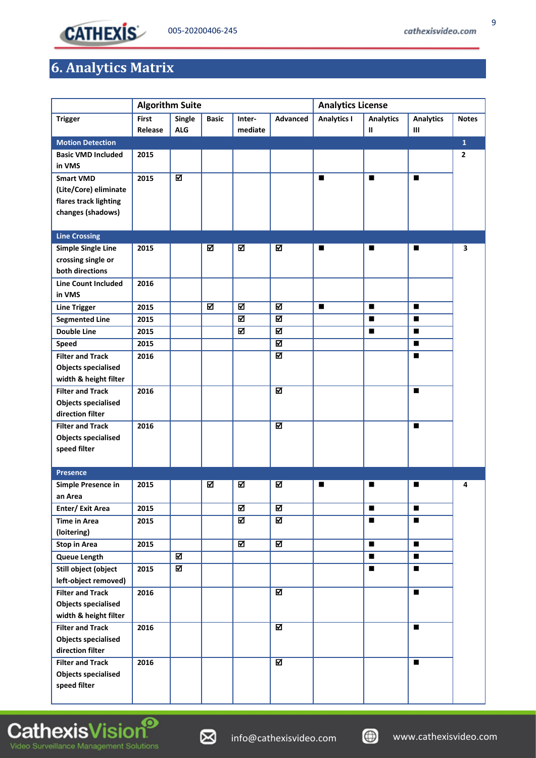# 6. Analytics Matrix

| Trigger | Algorithm Suite | | | | | Analytics License | | | Notes |
|---|---|---|---|---|---|---|---|---|---|
| | First Release | Single ALG | Basic | Inter-mediate | Advanced | Analytics I | Analytics II | Analytics III | |
| **Motion Detection** | | | | | | | | | **1** |
| **Basic VMD Included in VMS** | 2015 | | | | | | | | 2 |
| **Smart VMD (Lite/Core) eliminate flares track lighting changes (shadows)** | 2015 | ☑ | | | | ■ | ■ | ■ | |
| **Line Crossing** | | | | | | | | | |
| **Simple Single Line crossing single or both directions** | 2015 | | ☑ | ☑ | ☑ | ■ | ■ | ■ | 3 |
| **Line Count Included in VMS** | 2016 | | | | | | | | |
| **Line Trigger** | 2015 | | ☑ | ☑ | ☑ | ■ | ■ | ■ | |
| **Segmented Line** | 2015 | | | ☑ | ☑ | | ■ | ■ | |
| **Double Line** | 2015 | | | ☑ | ☑ | | ■ | ■ | |
| **Speed** | 2015 | | | | ☑ | | | ■ | |
| **Filter and Track Objects specialised width & height filter** | 2016 | | | | ☑ | | | ■ | |
| **Filter and Track Objects specialised direction filter** | 2016 | | | | ☑ | | | ■ | |
| **Filter and Track Objects specialised speed filter** | 2016 | | | | ☑ | | | ■ | |
| **Presence** | | | | | | | | | |
| **Simple Presence in an Area** | 2015 | | ☑ | ☑ | ☑ | ■ | ■ | ■ | 4 |
| **Enter/ Exit Area** | 2015 | | | ☑ | ☑ | | ■ | ■ | |
| **Time in Area (loitering)** | 2015 | | | ☑ | ☑ | | ■ | ■ | |
| **Stop in Area** | 2015 | | | ☑ | ☑ | | ■ | ■ | |
| **Queue Length** | | ☑ | | | | | ■ | ■ | |
| **Still object (object left-object removed)** | 2015 | ☑ | | | | | ■ | ■ | |
| **Filter and Track Objects specialised width & height filter** | 2016 | | | | ☑ | | | ■ | |
| **Filter and Track Objects specialised direction filter** | 2016 | | | | ☑ | | | ■ | |
| **Filter and Track Objects specialised speed filter** | 2016 | | | | ☑ | | | ■ | |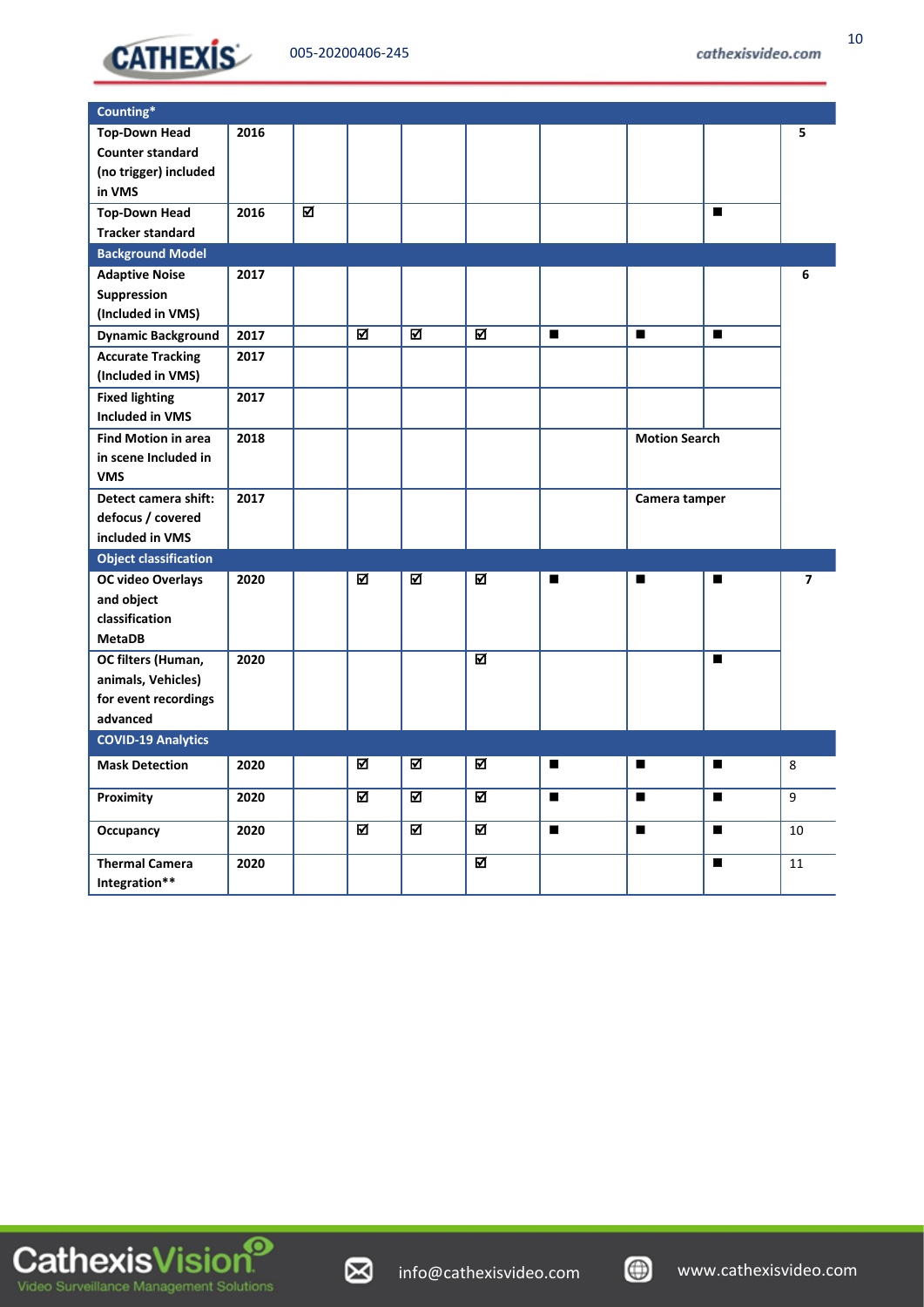| | | | | | | | | | |
|---|---|---|---|---|---|---|---|---|---|
| **Counting*** | | | | | | | | | |
| **Top-Down Head Counter standard (no trigger) included in VMS** | **2016** | | | | | | | | **5** |
| **Top-Down Head Tracker standard** | **2016** | ☑ | | | | | | ■ | |
| **Background Model** | | | | | | | | | |
| **Adaptive Noise Suppression (Included in VMS)** | **2017** | | | | | | | | **6** |
| **Dynamic Background** | **2017** | | ☑ | ☑ | ☑ | ■ | ■ | ■ | |
| **Accurate Tracking (Included in VMS)** | **2017** | | | | | | | | |
| **Fixed lighting Included in VMS** | **2017** | | | | | | | | |
| **Find Motion in area in scene Included in VMS** | **2018** | | | | | | **Motion Search** | | |
| **Detect camera shift: defocus / covered included in VMS** | **2017** | | | | | | **Camera tamper** | | |
| **Object classification** | | | | | | | | | |
| **OC video Overlays and object classification MetaDB** | **2020** | | ☑ | ☑ | ☑ | ■ | ■ | ■ | **7** |
| **OC filters (Human, animals, Vehicles) for event recordings advanced** | **2020** | | | | ☑ | | | ■ | |
| **COVID-19 Analytics** | | | | | | | | | |
| **Mask Detection** | **2020** | | ☑ | ☑ | ☑ | ■ | ■ | ■ | 8 |
| **Proximity** | **2020** | | ☑ | ☑ | ☑ | ■ | ■ | ■ | 9 |
| **Occupancy** | **2020** | | ☑ | ☑ | ☑ | ■ | ■ | ■ | 10 |
| **Thermal Camera Integration**** | **2020** | | | | ☑ | | | ■ | 11 |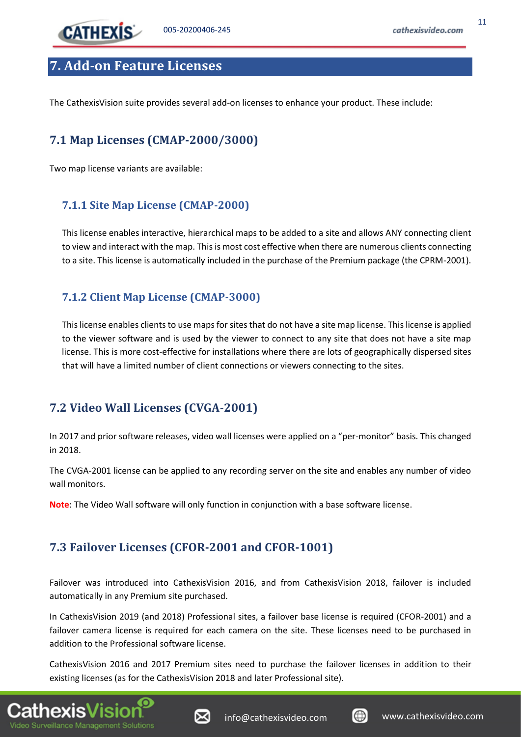# 7. Add-on Feature Licenses

The CathexisVision suite provides several add-on licenses to enhance your product. These include:

## 7.1 Map Licenses (CMAP-2000/3000)

Two map license variants are available:

### 7.1.1 Site Map License (CMAP-2000)

This license enables interactive, hierarchical maps to be added to a site and allows ANY connecting client to view and interact with the map. This is most cost effective when there are numerous clients connecting to a site. This license is automatically included in the purchase of the Premium package (the CPRM-2001).

### 7.1.2 Client Map License (CMAP-3000)

This license enables clients to use maps for sites that do not have a site map license. This license is applied to the viewer software and is used by the viewer to connect to any site that does not have a site map license. This is more cost-effective for installations where there are lots of geographically dispersed sites that will have a limited number of client connections or viewers connecting to the sites.

## 7.2 Video Wall Licenses (CVGA-2001)

In 2017 and prior software releases, video wall licenses were applied on a "per-monitor" basis. This changed in 2018.

The CVGA-2001 license can be applied to any recording server on the site and enables any number of video wall monitors.

**Note**: The Video Wall software will only function in conjunction with a base software license.

## 7.3 Failover Licenses (CFOR-2001 and CFOR-1001)

Failover was introduced into CathexisVision 2016, and from CathexisVision 2018, failover is included automatically in any Premium site purchased.

In CathexisVision 2019 (and 2018) Professional sites, a failover base license is required (CFOR-2001) and a failover camera license is required for each camera on the site. These licenses need to be purchased in addition to the Professional software license.

CathexisVision 2016 and 2017 Premium sites need to purchase the failover licenses in addition to their existing licenses (as for the CathexisVision 2018 and later Professional site).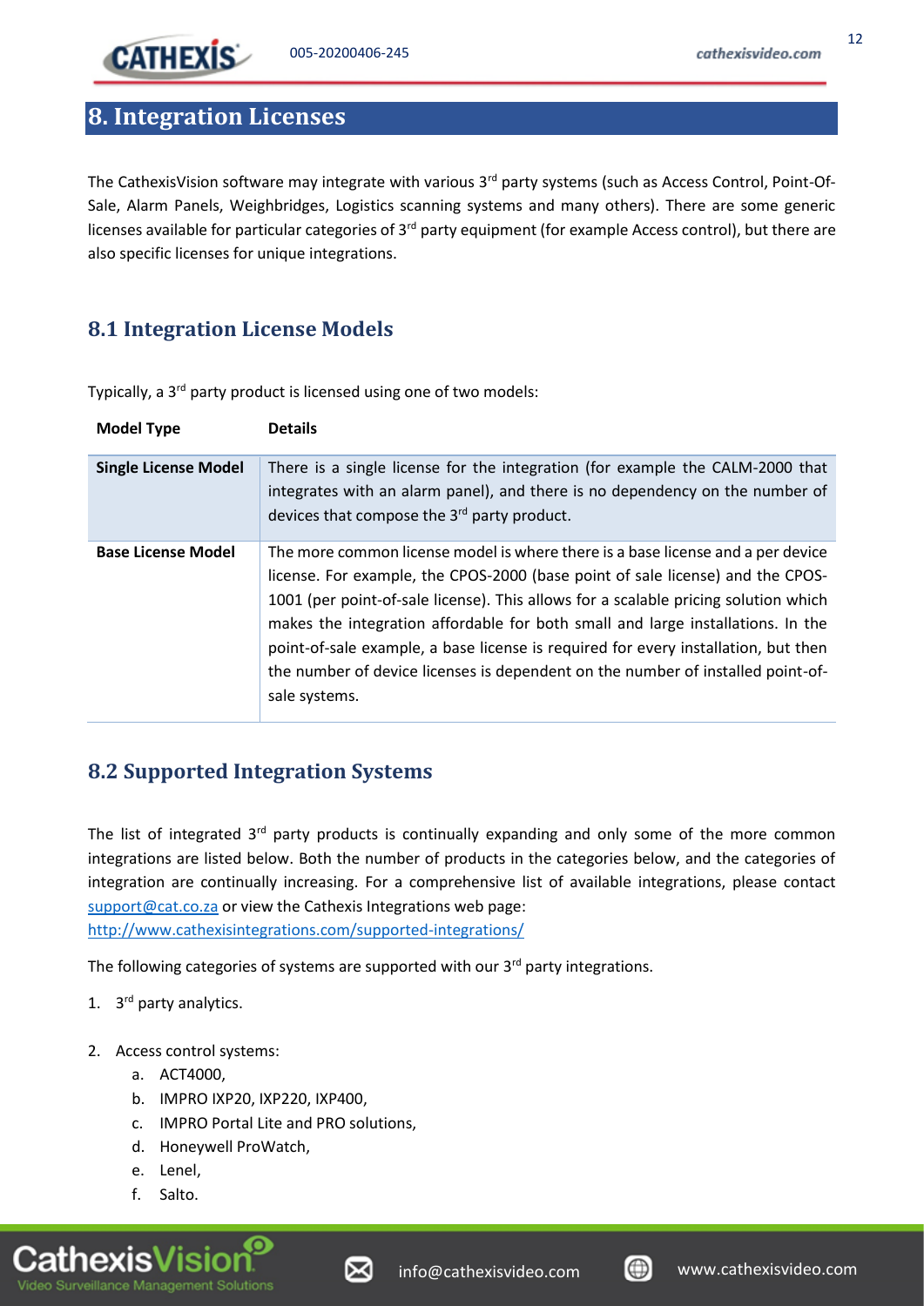# 8. Integration Licenses

The CathexisVision software may integrate with various 3rd party systems (such as Access Control, Point-Of-Sale, Alarm Panels, Weighbridges, Logistics scanning systems and many others). There are some generic licenses available for particular categories of 3rd party equipment (for example Access control), but there are also specific licenses for unique integrations.

## 8.1 Integration License Models

Typically, a 3rd party product is licensed using one of two models:

| Model Type | Details |
|---|---|
| **Single License Model** | There is a single license for the integration (for example the CALM-2000 that integrates with an alarm panel), and there is no dependency on the number of devices that compose the 3rd party product. |
| **Base License Model** | The more common license model is where there is a base license and a per device license. For example, the CPOS-2000 (base point of sale license) and the CPOS-1001 (per point-of-sale license). This allows for a scalable pricing solution which makes the integration affordable for both small and large installations. In the point-of-sale example, a base license is required for every installation, but then the number of device licenses is dependent on the number of installed point-of-sale systems. |

## 8.2 Supported Integration Systems

The list of integrated 3rd party products is continually expanding and only some of the more common integrations are listed below. Both the number of products in the categories below, and the categories of integration are continually increasing. For a comprehensive list of available integrations, please contact support@cat.co.za or view the Cathexis Integrations web page:
http://www.cathexisintegrations.com/supported-integrations/

The following categories of systems are supported with our 3rd party integrations.

1. 3rd party analytics.
2. Access control systems:
   a. ACT4000,
   b. IMPRO IXP20, IXP220, IXP400,
   c. IMPRO Portal Lite and PRO solutions,
   d. Honeywell ProWatch,
   e. Lenel,
   f. Salto.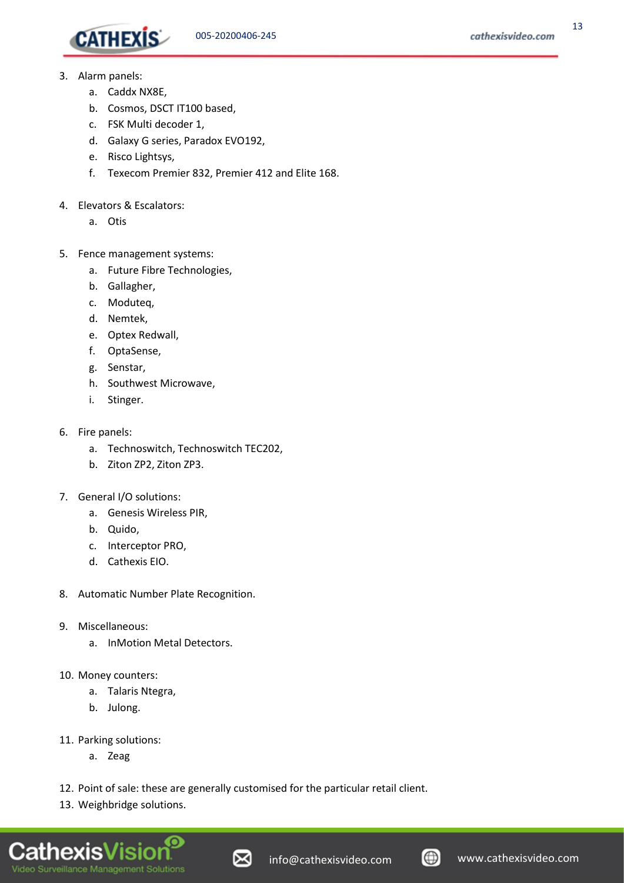3. Alarm panels:
    a. Caddx NX8E,
    b. Cosmos, DSCT IT100 based,
    c. FSK Multi decoder 1,
    d. Galaxy G series, Paradox EVO192,
    e. Risco Lightsys,
    f. Texecom Premier 832, Premier 412 and Elite 168.

4. Elevators & Escalators:
    a. Otis

5. Fence management systems:
    a. Future Fibre Technologies,
    b. Gallagher,
    c. Moduteq,
    d. Nemtek,
    e. Optex Redwall,
    f. OptaSense,
    g. Senstar,
    h. Southwest Microwave,
    i. Stinger.

6. Fire panels:
    a. Technoswitch, Technoswitch TEC202,
    b. Ziton ZP2, Ziton ZP3.

7. General I/O solutions:
    a. Genesis Wireless PIR,
    b. Quido,
    c. Interceptor PRO,
    d. Cathexis EIO.

8. Automatic Number Plate Recognition.

9. Miscellaneous:
    a. InMotion Metal Detectors.

10. Money counters:
    a. Talaris Ntegra,
    b. Julong.

11. Parking solutions:
    a. Zeag

12. Point of sale: these are generally customised for the particular retail client.
13. Weighbridge solutions.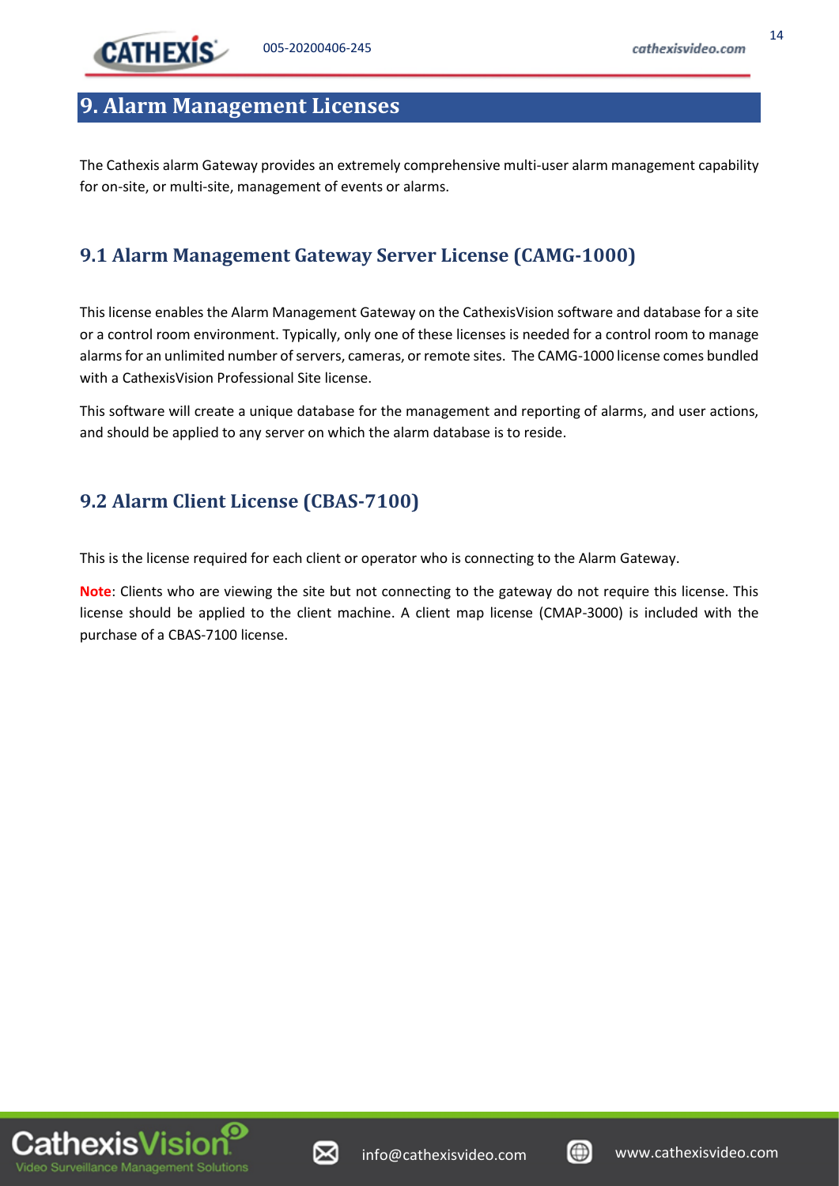# 9. Alarm Management Licenses

The Cathexis alarm Gateway provides an extremely comprehensive multi-user alarm management capability for on-site, or multi-site, management of events or alarms.

## 9.1 Alarm Management Gateway Server License (CAMG-1000)

This license enables the Alarm Management Gateway on the CathexisVision software and database for a site or a control room environment. Typically, only one of these licenses is needed for a control room to manage alarms for an unlimited number of servers, cameras, or remote sites. The CAMG-1000 license comes bundled with a CathexisVision Professional Site license.

This software will create a unique database for the management and reporting of alarms, and user actions, and should be applied to any server on which the alarm database is to reside.

## 9.2 Alarm Client License (CBAS-7100)

This is the license required for each client or operator who is connecting to the Alarm Gateway.

**Note**: Clients who are viewing the site but not connecting to the gateway do not require this license. This license should be applied to the client machine. A client map license (CMAP-3000) is included with the purchase of a CBAS-7100 license.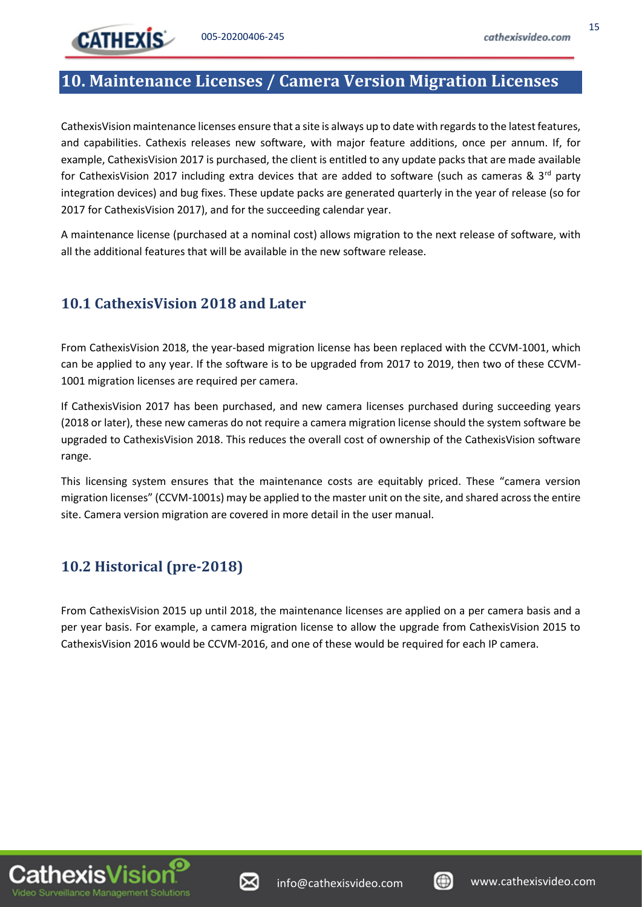# 10. Maintenance Licenses / Camera Version Migration Licenses

CathexisVision maintenance licenses ensure that a site is always up to date with regards to the latest features, and capabilities. Cathexis releases new software, with major feature additions, once per annum. If, for example, CathexisVision 2017 is purchased, the client is entitled to any update packs that are made available for CathexisVision 2017 including extra devices that are added to software (such as cameras & 3rd party integration devices) and bug fixes. These update packs are generated quarterly in the year of release (so for 2017 for CathexisVision 2017), and for the succeeding calendar year.

A maintenance license (purchased at a nominal cost) allows migration to the next release of software, with all the additional features that will be available in the new software release.

## 10.1 CathexisVision 2018 and Later

From CathexisVision 2018, the year-based migration license has been replaced with the CCVM-1001, which can be applied to any year. If the software is to be upgraded from 2017 to 2019, then two of these CCVM-1001 migration licenses are required per camera.

If CathexisVision 2017 has been purchased, and new camera licenses purchased during succeeding years (2018 or later), these new cameras do not require a camera migration license should the system software be upgraded to CathexisVision 2018. This reduces the overall cost of ownership of the CathexisVision software range.

This licensing system ensures that the maintenance costs are equitably priced. These "camera version migration licenses" (CCVM-1001s) may be applied to the master unit on the site, and shared across the entire site. Camera version migration are covered in more detail in the user manual.

## 10.2 Historical (pre-2018)

From CathexisVision 2015 up until 2018, the maintenance licenses are applied on a per camera basis and a per year basis. For example, a camera migration license to allow the upgrade from CathexisVision 2015 to CathexisVision 2016 would be CCVM-2016, and one of these would be required for each IP camera.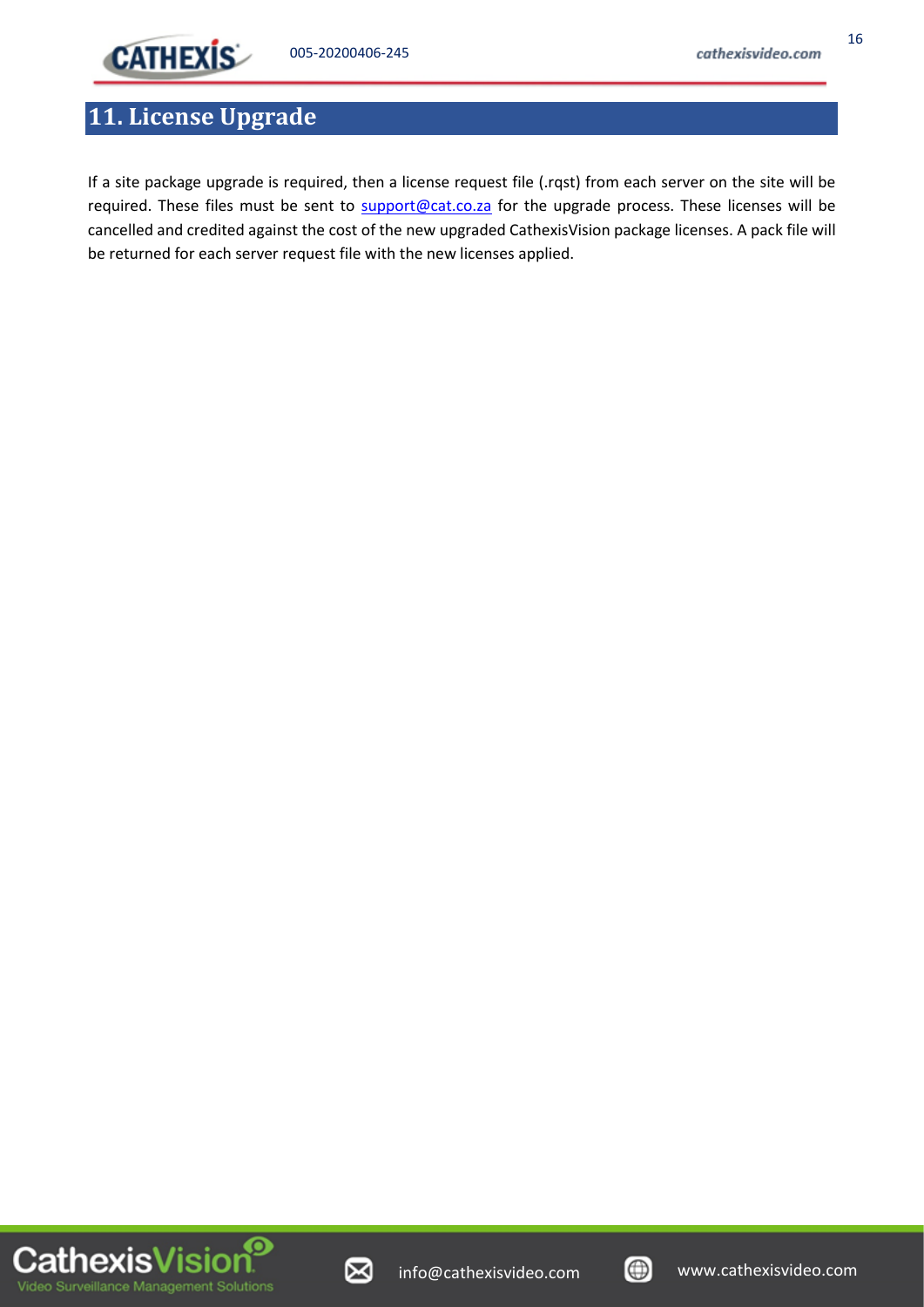# 11. License Upgrade

If a site package upgrade is required, then a license request file (.rqst) from each server on the site will be required. These files must be sent to support@cat.co.za for the upgrade process. These licenses will be cancelled and credited against the cost of the new upgraded CathexisVision package licenses. A pack file will be returned for each server request file with the new licenses applied.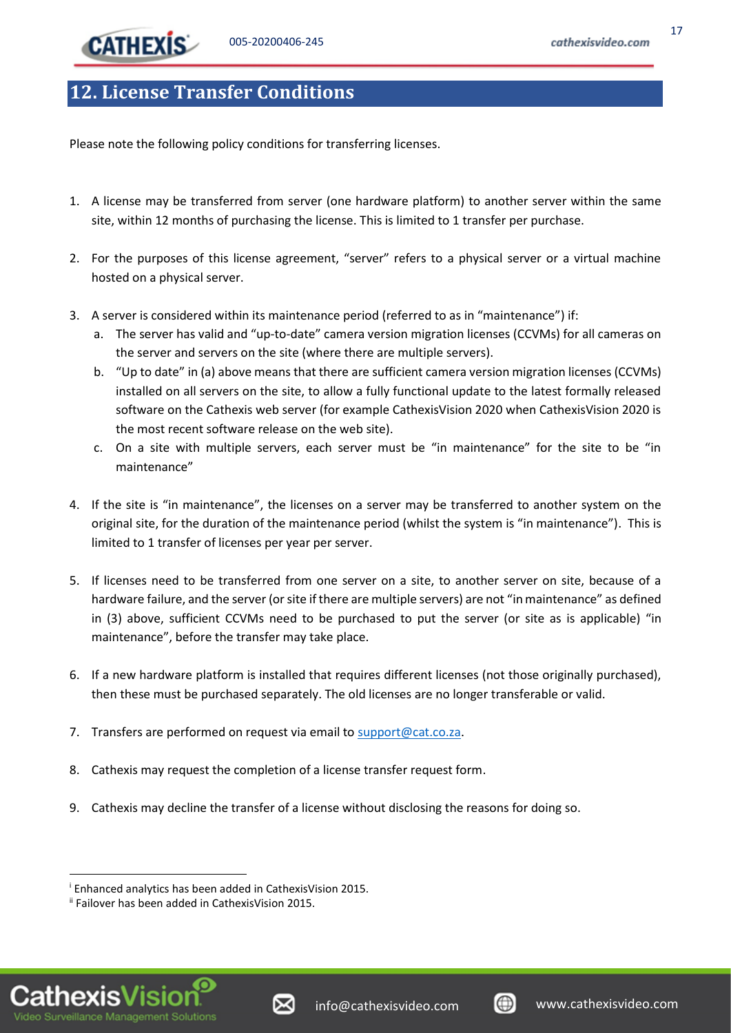## 12. License Transfer Conditions

Please note the following policy conditions for transferring licenses.

1. A license may be transferred from server (one hardware platform) to another server within the same site, within 12 months of purchasing the license. This is limited to 1 transfer per purchase.

2. For the purposes of this license agreement, "server" refers to a physical server or a virtual machine hosted on a physical server.

3. A server is considered within its maintenance period (referred to as in "maintenance") if:
   a. The server has valid and "up-to-date" camera version migration licenses (CCVMs) for all cameras on the server and servers on the site (where there are multiple servers).
   b. "Up to date" in (a) above means that there are sufficient camera version migration licenses (CCVMs) installed on all servers on the site, to allow a fully functional update to the latest formally released software on the Cathexis web server (for example CathexisVision 2020 when CathexisVision 2020 is the most recent software release on the web site).
   c. On a site with multiple servers, each server must be "in maintenance" for the site to be "in maintenance"

4. If the site is "in maintenance", the licenses on a server may be transferred to another system on the original site, for the duration of the maintenance period (whilst the system is "in maintenance"). This is limited to 1 transfer of licenses per year per server.

5. If licenses need to be transferred from one server on a site, to another server on site, because of a hardware failure, and the server (or site if there are multiple servers) are not "in maintenance" as defined in (3) above, sufficient CCVMs need to be purchased to put the server (or site as is applicable) "in maintenance", before the transfer may take place.

6. If a new hardware platform is installed that requires different licenses (not those originally purchased), then these must be purchased separately. The old licenses are no longer transferable or valid.

7. Transfers are performed on request via email to support@cat.co.za.

8. Cathexis may request the completion of a license transfer request form.

9. Cathexis may decline the transfer of a license without disclosing the reasons for doing so.

---

[i] Enhanced analytics has been added in CathexisVision 2015.

[ii] Failover has been added in CathexisVision 2015.